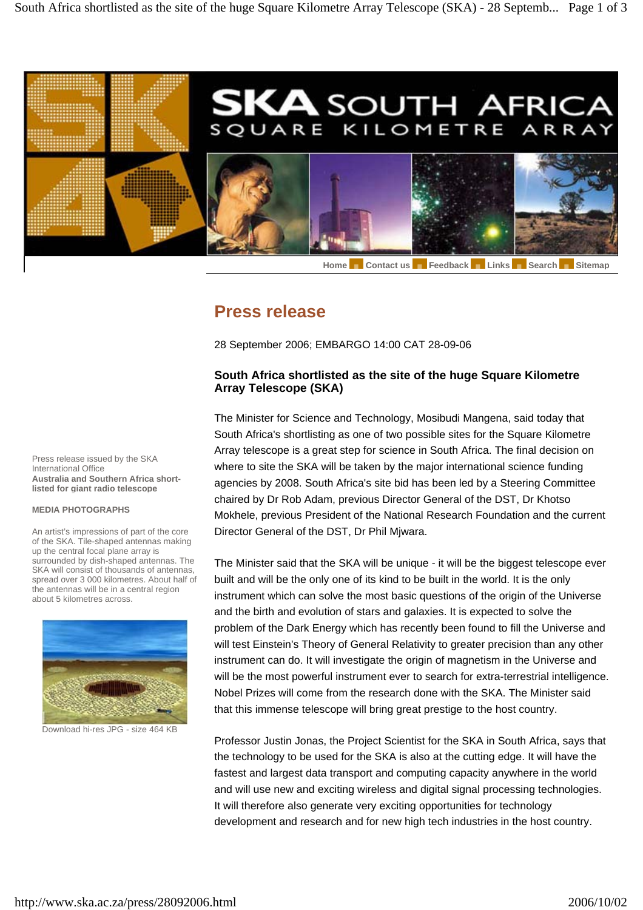# SKA SOUTH AFRICA

SQUARE KILOMETRE ARRAY

Home | Contact us | Feedback | Links | Search | Sitemap

## Press release

28 September 2006; EMBARGO 14:00 CAT 28-09-06

### South Africa shortlisted as the site of the huge Square Kilometre Array Telescope (SKA)

The Minister for Science and Technology, Mosibudi Mangena, said today that South Africa's shortlisting as one of two possible sites for the Square Kilometre Array telescope is a great step for science in South Africa. The final decision on where to site the SKA will be taken by the major international science funding agencies by 2008. South Africa's site bid has been led by a Steering Committee chaired by Dr Rob Adam, previous Director General of the DST, Dr Khotso Mokhele, previous President of the National Research Foundation and the current Director General of the DST, Dr Phil Mjwara.

The Minister said that the SKA will be unique - it will be the biggest telescope ever built and will be the only one of its kind to be built in the world. It is the only instrument which can solve the most basic questions of the origin of the Universe and the birth and evolution of stars and galaxies. It is expected to solve the problem of the Dark Energy which has recently been found to fill the Universe and will test Einstein's Theory of General Relativity to greater precision than any other instrument can do. It will investigate the origin of magnetism in the Universe and will be the most powerful instrument ever to search for extra-terrestrial intelligence. Nobel Prizes will come from the research done with the SKA. The Minister said that this immense telescope will bring great prestige to the host country.

Professor Justin Jonas, the Project Scientist for the SKA in South Africa, says that the technology to be used for the SKA is also at the cutting edge. It will have the fastest and largest data transport and computing capacity anywhere in the world and will use new and exciting wireless and digital signal processing technologies. It will therefore also generate very exciting opportunities for technology development and research and for new high tech industries in the host country.

Press release issued by the SKA International Office
**Australia and Southern Africa short-listed for giant radio telescope**

**MEDIA PHOTOGRAPHS**

An artist's impressions of part of the core of the SKA. Tile-shaped antennas making up the central focal plane array is surrounded by dish-shaped antennas. The SKA will consist of thousands of antennas, spread over 3 000 kilometres. About half of the antennas will be in a central region about 5 kilometres across.

Download hi-res JPG - size 464 KB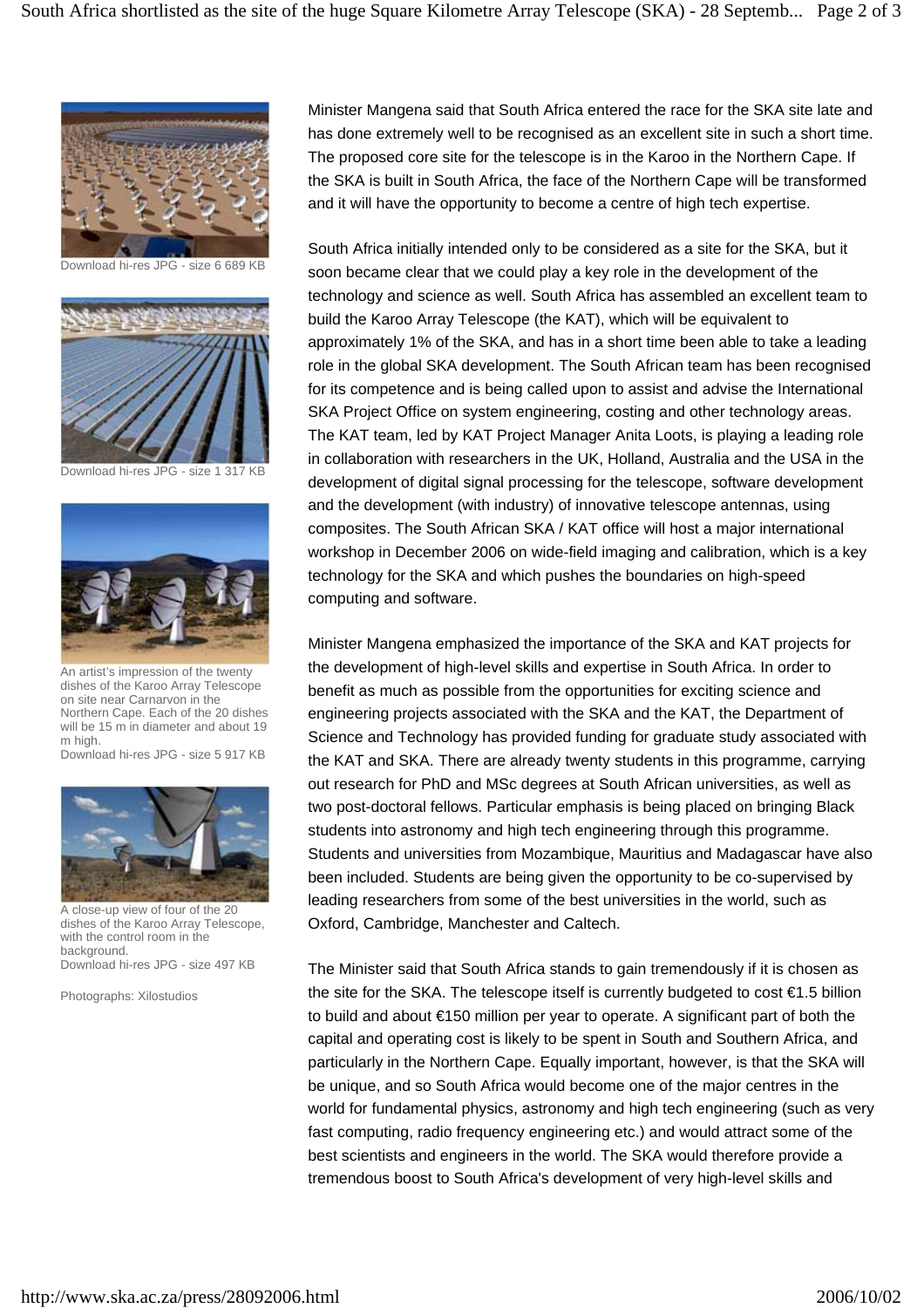Download hi-res JPG - size 6 689 KB

Download hi-res JPG - size 1 317 KB

An artist's impression of the twenty dishes of the Karoo Array Telescope on site near Carnarvon in the Northern Cape. Each of the 20 dishes will be 15 m in diameter and about 19 m high.
Download hi-res JPG - size 5 917 KB

A close-up view of four of the 20 dishes of the Karoo Array Telescope, with the control room in the background.
Download hi-res JPG - size 497 KB

Photographs: Xilostudios

Minister Mangena said that South Africa entered the race for the SKA site late and has done extremely well to be recognised as an excellent site in such a short time. The proposed core site for the telescope is in the Karoo in the Northern Cape. If the SKA is built in South Africa, the face of the Northern Cape will be transformed and it will have the opportunity to become a centre of high tech expertise.

South Africa initially intended only to be considered as a site for the SKA, but it soon became clear that we could play a key role in the development of the technology and science as well. South Africa has assembled an excellent team to build the Karoo Array Telescope (the KAT), which will be equivalent to approximately 1% of the SKA, and has in a short time been able to take a leading role in the global SKA development. The South African team has been recognised for its competence and is being called upon to assist and advise the International SKA Project Office on system engineering, costing and other technology areas. The KAT team, led by KAT Project Manager Anita Loots, is playing a leading role in collaboration with researchers in the UK, Holland, Australia and the USA in the development of digital signal processing for the telescope, software development and the development (with industry) of innovative telescope antennas, using composites. The South African SKA / KAT office will host a major international workshop in December 2006 on wide-field imaging and calibration, which is a key technology for the SKA and which pushes the boundaries on high-speed computing and software.

Minister Mangena emphasized the importance of the SKA and KAT projects for the development of high-level skills and expertise in South Africa. In order to benefit as much as possible from the opportunities for exciting science and engineering projects associated with the SKA and the KAT, the Department of Science and Technology has provided funding for graduate study associated with the KAT and SKA. There are already twenty students in this programme, carrying out research for PhD and MSc degrees at South African universities, as well as two post-doctoral fellows. Particular emphasis is being placed on bringing Black students into astronomy and high tech engineering through this programme. Students and universities from Mozambique, Mauritius and Madagascar have also been included. Students are being given the opportunity to be co-supervised by leading researchers from some of the best universities in the world, such as Oxford, Cambridge, Manchester and Caltech.

The Minister said that South Africa stands to gain tremendously if it is chosen as the site for the SKA. The telescope itself is currently budgeted to cost €1.5 billion to build and about €150 million per year to operate. A significant part of both the capital and operating cost is likely to be spent in South and Southern Africa, and particularly in the Northern Cape. Equally important, however, is that the SKA will be unique, and so South Africa would become one of the major centres in the world for fundamental physics, astronomy and high tech engineering (such as very fast computing, radio frequency engineering etc.) and would attract some of the best scientists and engineers in the world. The SKA would therefore provide a tremendous boost to South Africa's development of very high-level skills and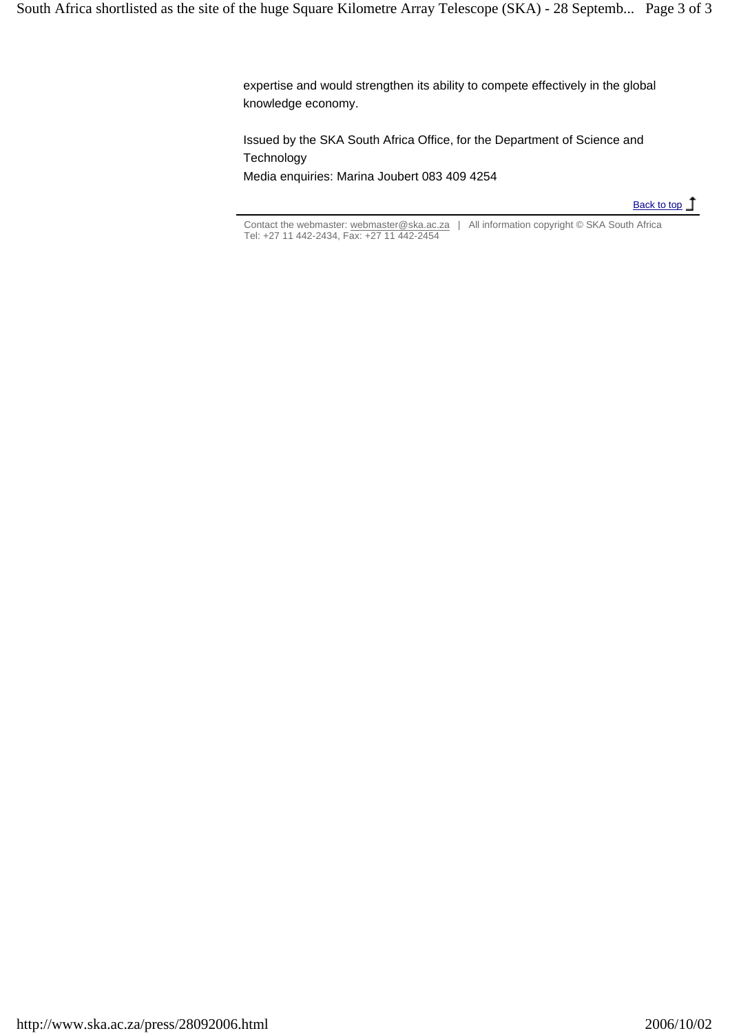expertise and would strengthen its ability to compete effectively in the global knowledge economy.

Issued by the SKA South Africa Office, for the Department of Science and Technology
Media enquiries: Marina Joubert 083 409 4254

Back to top

Contact the webmaster: webmaster@ska.ac.za | All information copyright © SKA South Africa
Tel: +27 11 442-2434, Fax: +27 11 442-2454